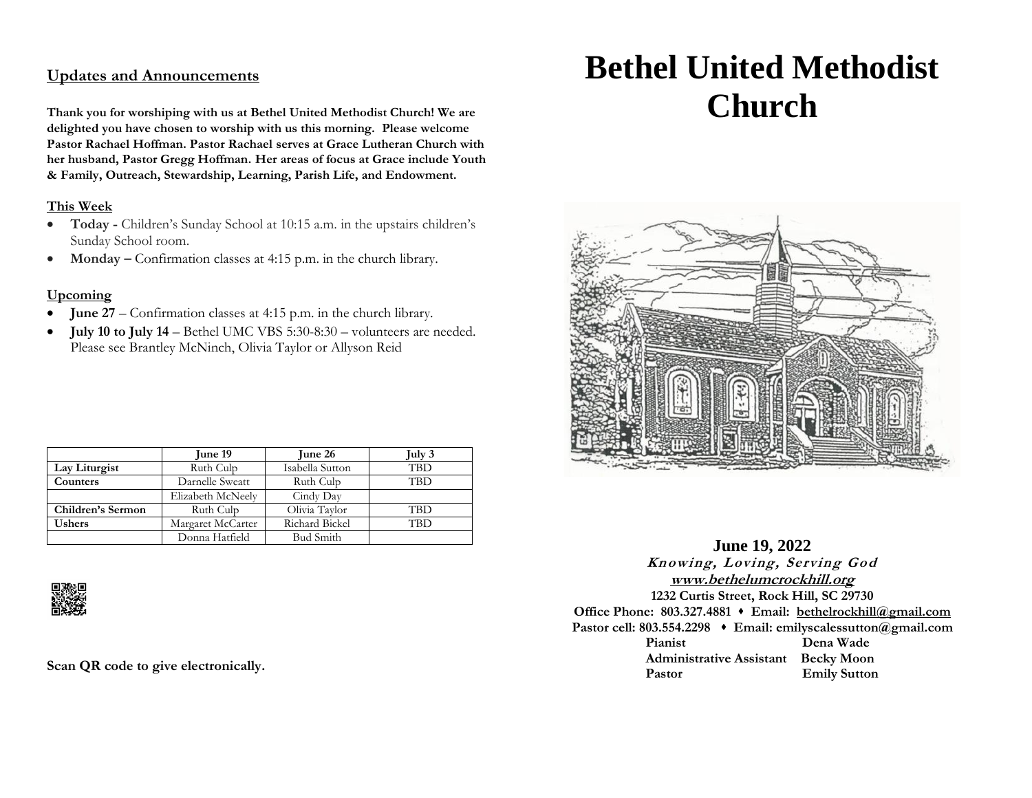## Updates and Announcements

**Thank you for worshiping with us at Bethel United Methodist Church! We are delighted you have chosen to worship with us this morning. Please welcome Pastor Rachael Hoffman. Pastor Rachael serves at Grace Lutheran Church with her husband, Pastor Gregg Hoffman. Her areas of focus at Grace include Youth & Family, Outreach, Stewardship, Learning, Parish Life, and Endowment.**

### This Week

- **Today -** Children's Sunday School at 10:15 a.m. in the upstairs children's Sunday School room.
- **Monday –** Confirmation classes at 4:15 p.m. in the church library.

### Upcoming

- **June 27** – Confirmation classes at 4:15 p.m. in the church library.
- **July 10 to July 14** – Bethel UMC VBS 5:30-8:30 – volunteers are needed. Please see Brantley McNinch, Olivia Taylor or Allyson Reid

| | June 19 | June 26 | July 3 |
|---|---|---|---|
| **Lay Liturgist** | Ruth Culp | Isabella Sutton | TBD |
| **Counters** | Darnelle Sweatt | Ruth Culp | TBD |
| | Elizabeth McNeely | Cindy Day | |
| **Children's Sermon** | Ruth Culp | Olivia Taylor | TBD |
| **Ushers** | Margaret McCarter | Richard Bickel | TBD |
| | Donna Hatfield | Bud Smith | |

**Scan QR code to give electronically.**

# Bethel United Methodist Church

**June 19, 2022**

***Knowing, Loving, Serving God***

***www.bethelumcrockhill.org***

**1232 Curtis Street, Rock Hill, SC 29730**

**Office Phone: 803.327.4881 ⬧ Email: bethelrockhill@gmail.com**

**Pastor cell: 803.554.2298 ⬧ Email: emilyscalessutton@gmail.com**

**Pianist** Dena Wade
**Administrative Assistant** Becky Moon
**Pastor** Emily Sutton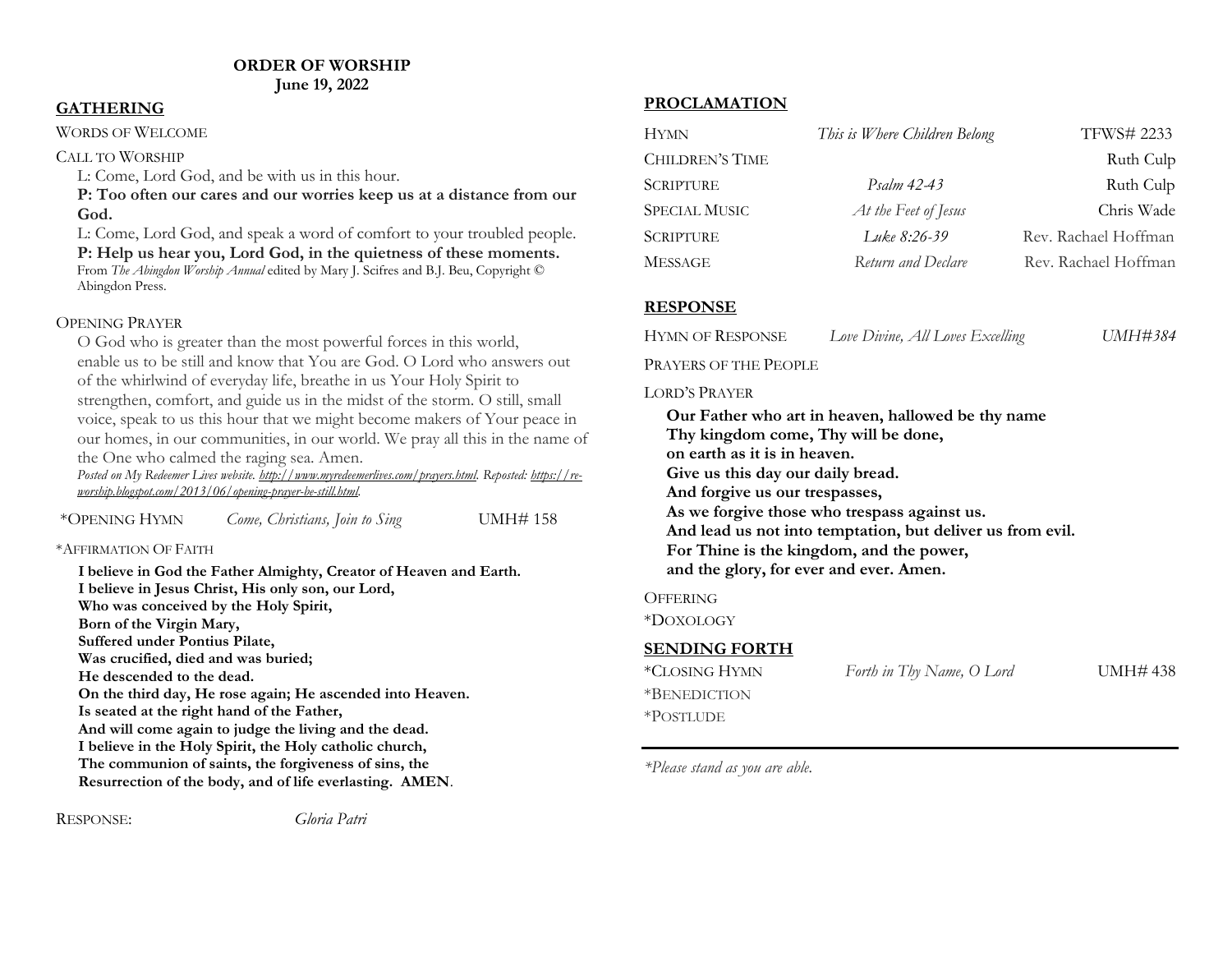**ORDER OF WORSHIP**
**June 19, 2022**

## GATHERING

WORDS OF WELCOME

CALL TO WORSHIP

L: Come, Lord God, and be with us in this hour.

**P: Too often our cares and our worries keep us at a distance from our God.**

L: Come, Lord God, and speak a word of comfort to your troubled people.

**P: Help us hear you, Lord God, in the quietness of these moments.**

From *The Abingdon Worship Annual* edited by Mary J. Scifres and B.J. Beu, Copyright © Abingdon Press.

OPENING PRAYER

O God who is greater than the most powerful forces in this world, enable us to be still and know that You are God. O Lord who answers out of the whirlwind of everyday life, breathe in us Your Holy Spirit to strengthen, comfort, and guide us in the midst of the storm. O still, small voice, speak to us this hour that we might become makers of Your peace in our homes, in our communities, in our world. We pray all this in the name of the One who calmed the raging sea. Amen.

*Posted on My Redeemer Lives website. http://www.myredeemerlives.com/prayers.html. Reposted: https://re-worship.blogspot.com/2013/06/opening-prayer-be-still.html.*

*OPENING HYMN *Come, Christians, Join to Sing* UMH# 158

*AFFIRMATION OF FAITH

**I believe in God the Father Almighty, Creator of Heaven and Earth.**
**I believe in Jesus Christ, His only son, our Lord,**
**Who was conceived by the Holy Spirit,**
**Born of the Virgin Mary,**
**Suffered under Pontius Pilate,**
**Was crucified, died and was buried;**
**He descended to the dead.**
**On the third day, He rose again; He ascended into Heaven.**
**Is seated at the right hand of the Father,**
**And will come again to judge the living and the dead.**
**I believe in the Holy Spirit, the Holy catholic church,**
**The communion of saints, the forgiveness of sins, the**
**Resurrection of the body, and of life everlasting. AMEN.**

RESPONSE: *Gloria Patri*

## PROCLAMATION

| | | |
|---|---|---|
| HYMN | *This is Where Children Belong* | TFWS# 2233 |
| CHILDREN'S TIME | | Ruth Culp |
| SCRIPTURE | *Psalm 42-43* | Ruth Culp |
| SPECIAL MUSIC | *At the Feet of Jesus* | Chris Wade |
| SCRIPTURE | *Luke 8:26-39* | Rev. Rachael Hoffman |
| MESSAGE | *Return and Declare* | Rev. Rachael Hoffman |

## RESPONSE

HYMN OF RESPONSE *Love Divine, All Loves Excelling* *UMH#384*

PRAYERS OF THE PEOPLE

LORD'S PRAYER

**Our Father who art in heaven, hallowed be thy name**
**Thy kingdom come, Thy will be done,**
**on earth as it is in heaven.**
**Give us this day our daily bread.**
**And forgive us our trespasses,**
**As we forgive those who trespass against us.**
**And lead us not into temptation, but deliver us from evil.**
**For Thine is the kingdom, and the power,**
**and the glory, for ever and ever. Amen.**

OFFERING

*DOXOLOGY

## SENDING FORTH

*CLOSING HYMN *Forth in Thy Name, O Lord* UMH# 438

*BENEDICTION

*POSTLUDE

---

*\*Please stand as you are able.*